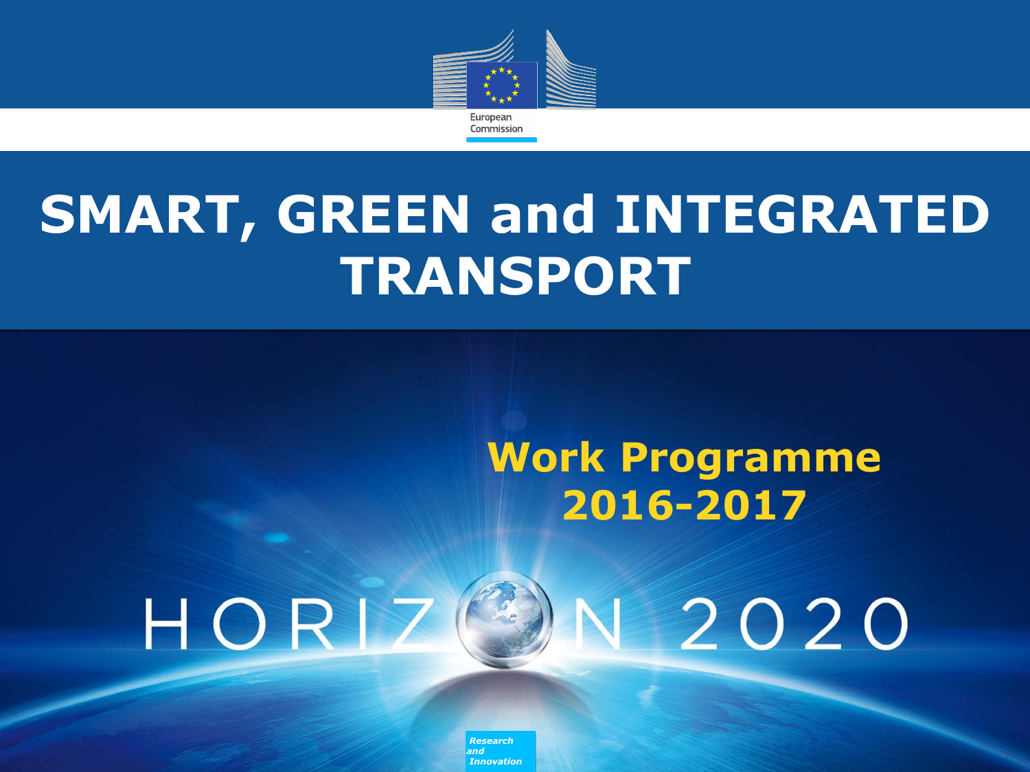European Commission

# SMART, GREEN and INTEGRATED TRANSPORT

## Work Programme 2016-2017

HORIZON 2020

*Research and Innovation*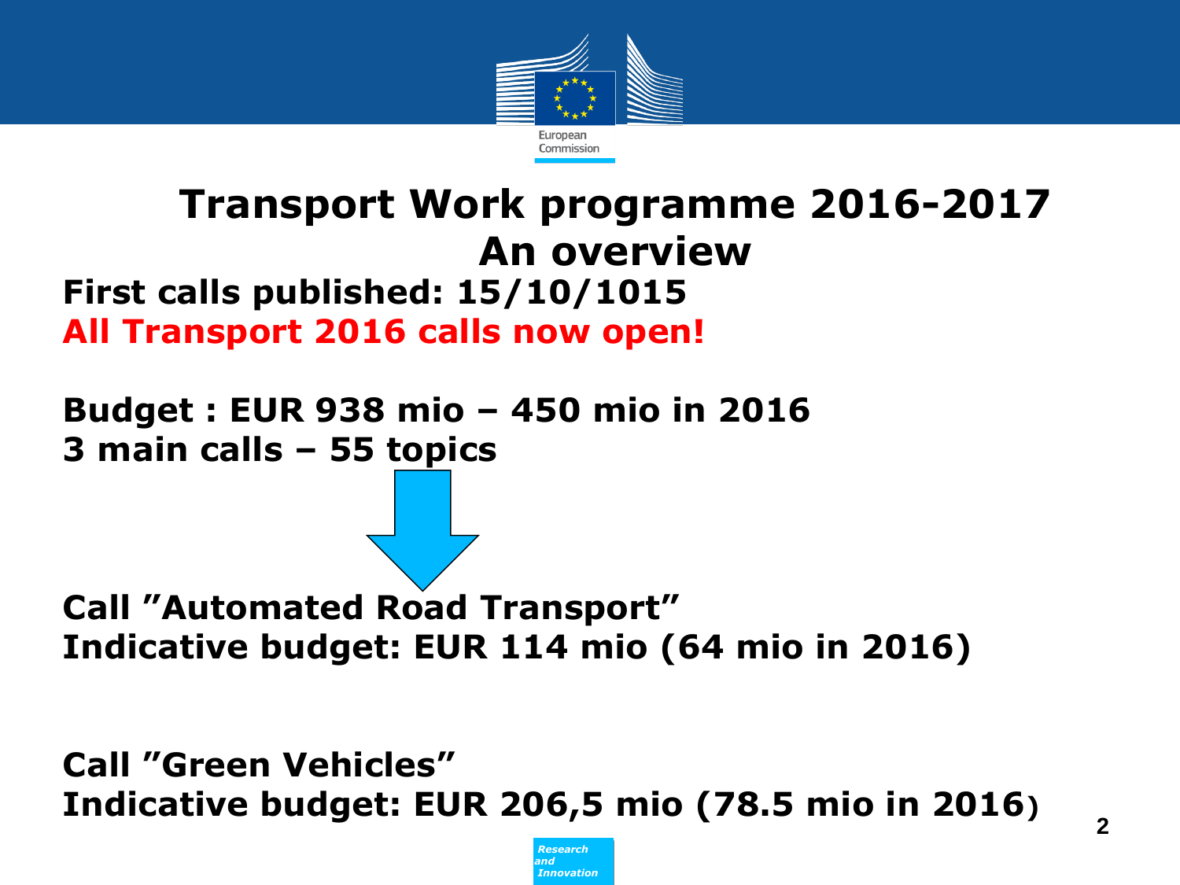# Transport Work programme 2016-2017
## An overview

**First calls published: 15/10/1015**

**All Transport 2016 calls now open!**

**Budget : EUR 938 mio – 450 mio in 2016**

**3 main calls – 55 topics**

**Call "Automated Road Transport"**
**Indicative budget: EUR 114 mio (64 mio in 2016)**

**Call "Green Vehicles"**
**Indicative budget: EUR 206,5 mio (78.5 mio in 2016)**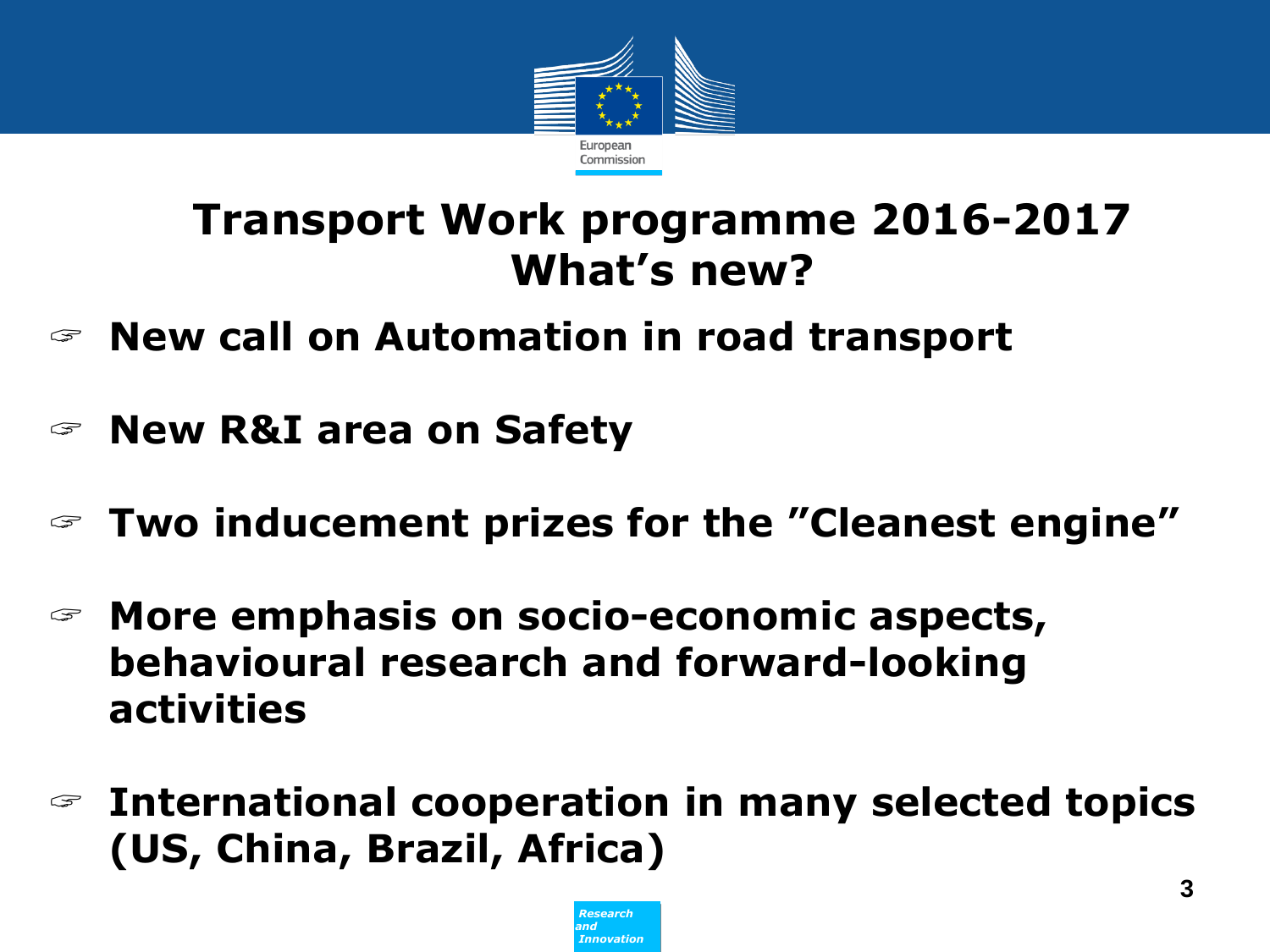# Transport Work programme 2016-2017
# What's new?

- **New call on Automation in road transport**
- **New R&I area on Safety**
- **Two inducement prizes for the "Cleanest engine"**
- **More emphasis on socio-economic aspects, behavioural research and forward-looking activities**
- **International cooperation in many selected topics (US, China, Brazil, Africa)**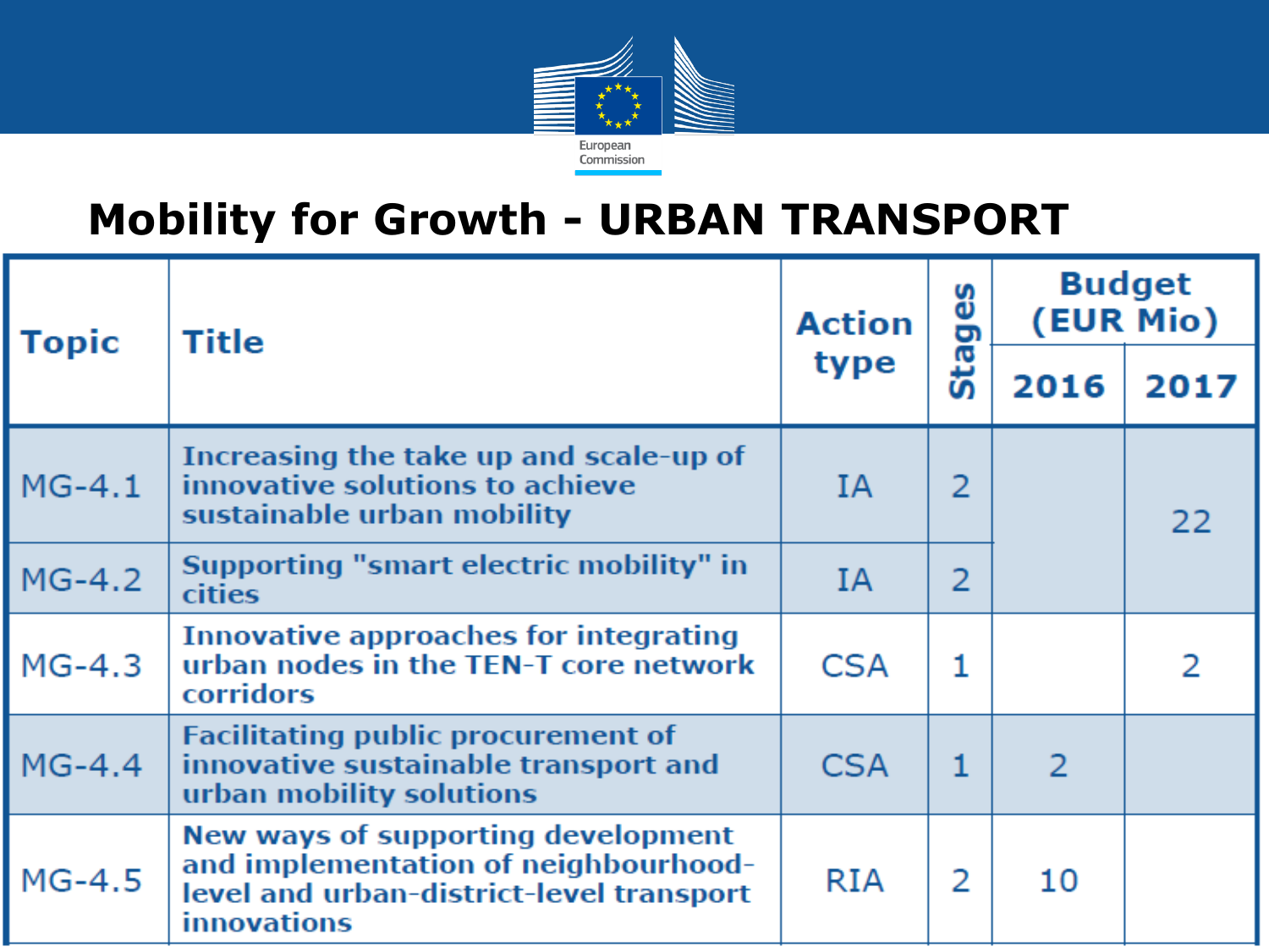# Mobility for Growth - URBAN TRANSPORT

| Topic | Title | Action type | Stages | Budget (EUR Mio) | |
|---|---|---|---|---|---|
| | | | | 2016 | 2017 |
| MG-4.1 | Increasing the take up and scale-up of innovative solutions to achieve sustainable urban mobility | IA | 2 | | 22 |
| MG-4.2 | Supporting "smart electric mobility" in cities | IA | 2 | | |
| MG-4.3 | Innovative approaches for integrating urban nodes in the TEN-T core network corridors | CSA | 1 | | 2 |
| MG-4.4 | Facilitating public procurement of innovative sustainable transport and urban mobility solutions | CSA | 1 | 2 | |
| MG-4.5 | New ways of supporting development and implementation of neighbourhood-level and urban-district-level transport innovations | RIA | 2 | 10 | |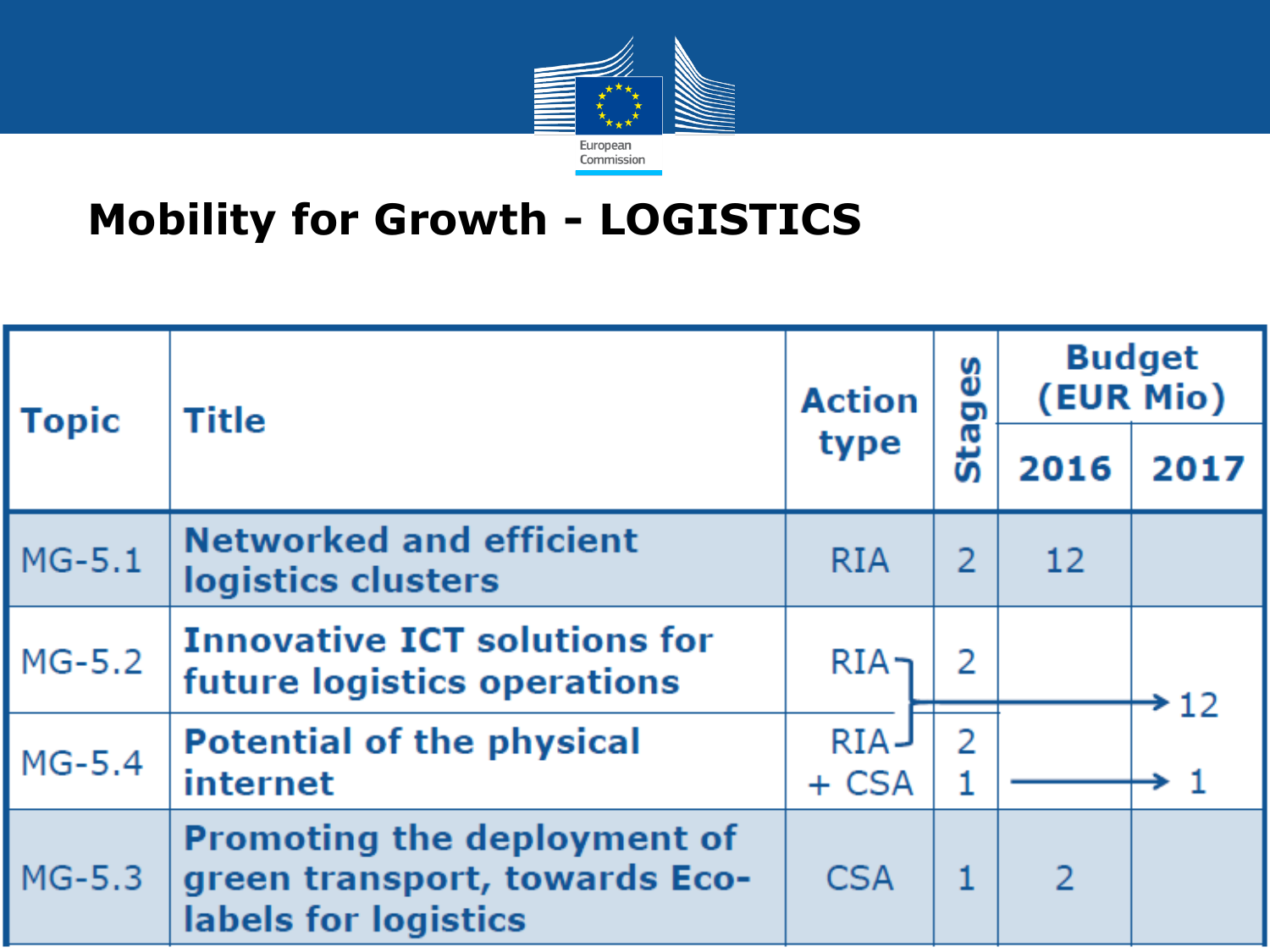# Mobility for Growth - LOGISTICS

| Topic | Title | Action type | Stages | Budget (EUR Mio) | |
|---|---|---|---|---|---|
| | | | | 2016 | 2017 |
| MG-5.1 | Networked and efficient logistics clusters | RIA | 2 | 12 | |
| MG-5.2 | Innovative ICT solutions for future logistics operations | RIA | 2 | | 12 (MG-5.2 + MG-5.4 RIA) |
| MG-5.4 | Potential of the physical internet | RIA + CSA | 2<br>1 | | 1 (CSA) |
| MG-5.3 | Promoting the deployment of green transport, towards Eco-labels for logistics | CSA | 1 | 2 | |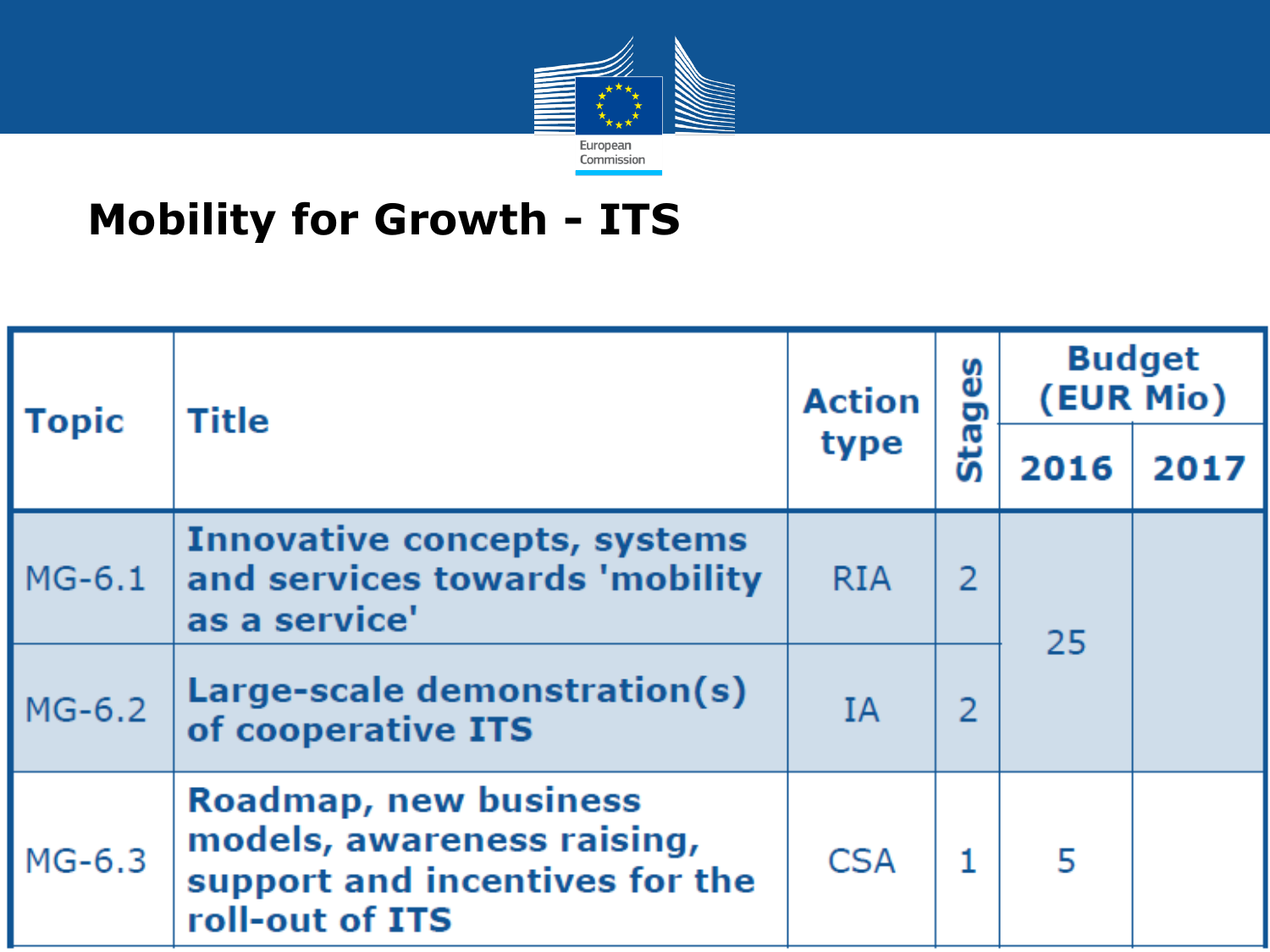# Mobility for Growth - ITS

| Topic | Title | Action type | Stages | Budget (EUR Mio) | |
|---|---|---|---|---|---|
| | | | | 2016 | 2017 |
| MG-6.1 | **Innovative concepts, systems and services towards 'mobility as a service'** | RIA | 2 | 25 | |
| MG-6.2 | **Large-scale demonstration(s) of cooperative ITS** | IA | 2 | | |
| MG-6.3 | **Roadmap, new business models, awareness raising, support and incentives for the roll-out of ITS** | CSA | 1 | 5 | |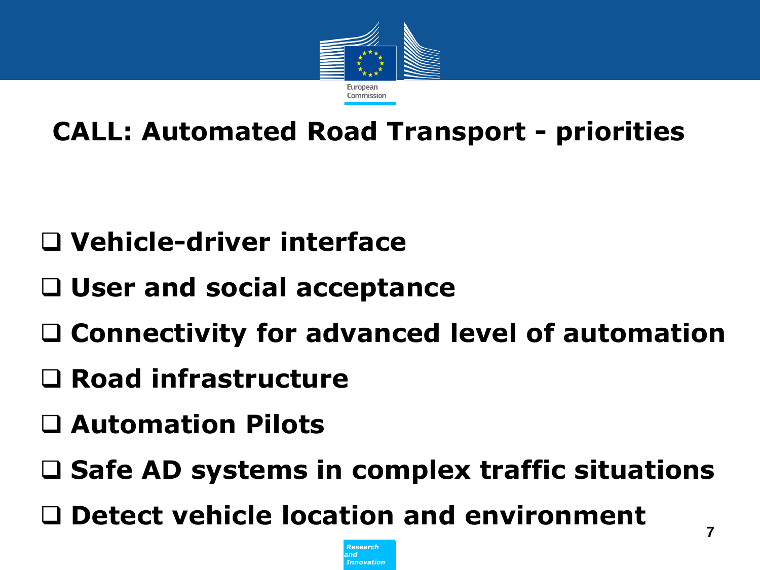# CALL: Automated Road Transport - priorities

- Vehicle-driver interface
- User and social acceptance
- Connectivity for advanced level of automation
- Road infrastructure
- Automation Pilots
- Safe AD systems in complex traffic situations
- Detect vehicle location and environment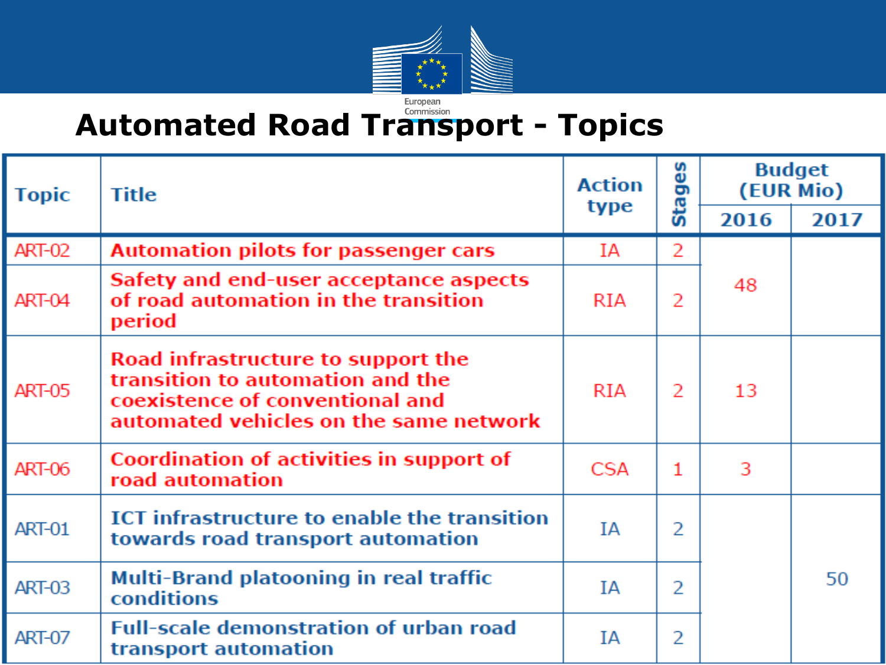# Automated Road Transport - Topics

| Topic | Title | Action type | Stages | Budget (EUR Mio) | |
|---|---|---|---|---|---|
| | | | | 2016 | 2017 |
| ART-02 | Automation pilots for passenger cars | IA | 2 | 48 | |
| ART-04 | Safety and end-user acceptance aspects of road automation in the transition period | RIA | 2 | | |
| ART-05 | Road infrastructure to support the transition to automation and the coexistence of conventional and automated vehicles on the same network | RIA | 2 | 13 | |
| ART-06 | Coordination of activities in support of road automation | CSA | 1 | 3 | |
| ART-01 | ICT infrastructure to enable the transition towards road transport automation | IA | 2 | | 50 |
| ART-03 | Multi-Brand platooning in real traffic conditions | IA | 2 | | |
| ART-07 | Full-scale demonstration of urban road transport automation | IA | 2 | | |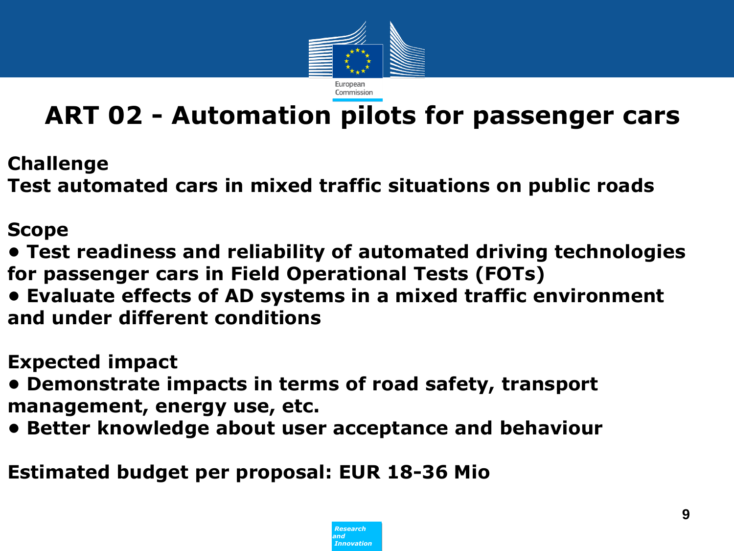# ART 02 - Automation pilots for passenger cars

**Challenge**

**Test automated cars in mixed traffic situations on public roads**

**Scope**

- **Test readiness and reliability of automated driving technologies for passenger cars in Field Operational Tests (FOTs)**
- **Evaluate effects of AD systems in a mixed traffic environment and under different conditions**

**Expected impact**

- **Demonstrate impacts in terms of road safety, transport management, energy use, etc.**
- **Better knowledge about user acceptance and behaviour**

**Estimated budget per proposal: EUR 18-36 Mio**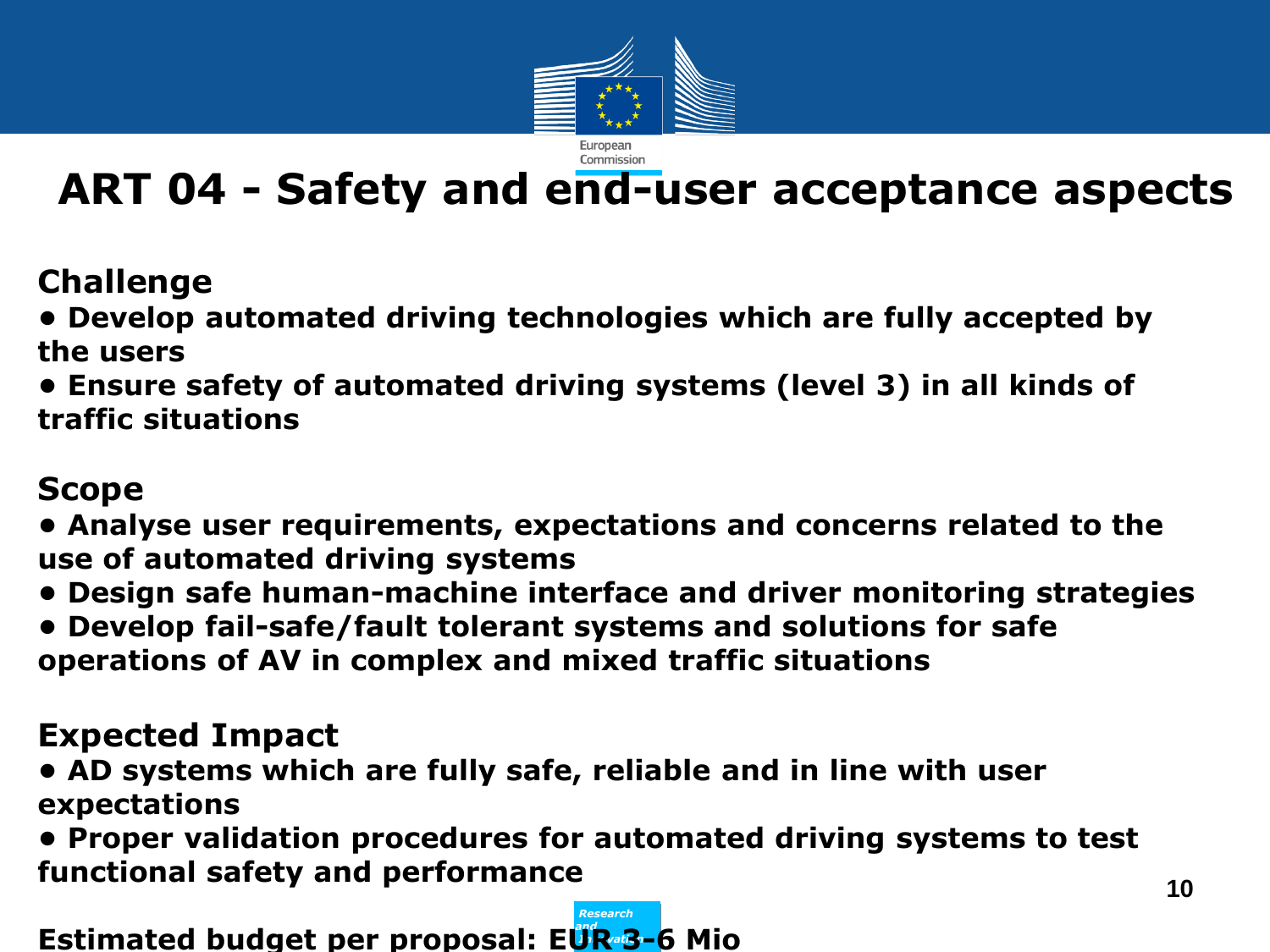# ART 04 - Safety and end-user acceptance aspects

## Challenge

- Develop automated driving technologies which are fully accepted by the users
- Ensure safety of automated driving systems (level 3) in all kinds of traffic situations

## Scope

- Analyse user requirements, expectations and concerns related to the use of automated driving systems
- Design safe human-machine interface and driver monitoring strategies
- Develop fail-safe/fault tolerant systems and solutions for safe operations of AV in complex and mixed traffic situations

## Expected Impact

- AD systems which are fully safe, reliable and in line with user expectations
- Proper validation procedures for automated driving systems to test functional safety and performance

**Estimated budget per proposal: EUR 3-6 Mio**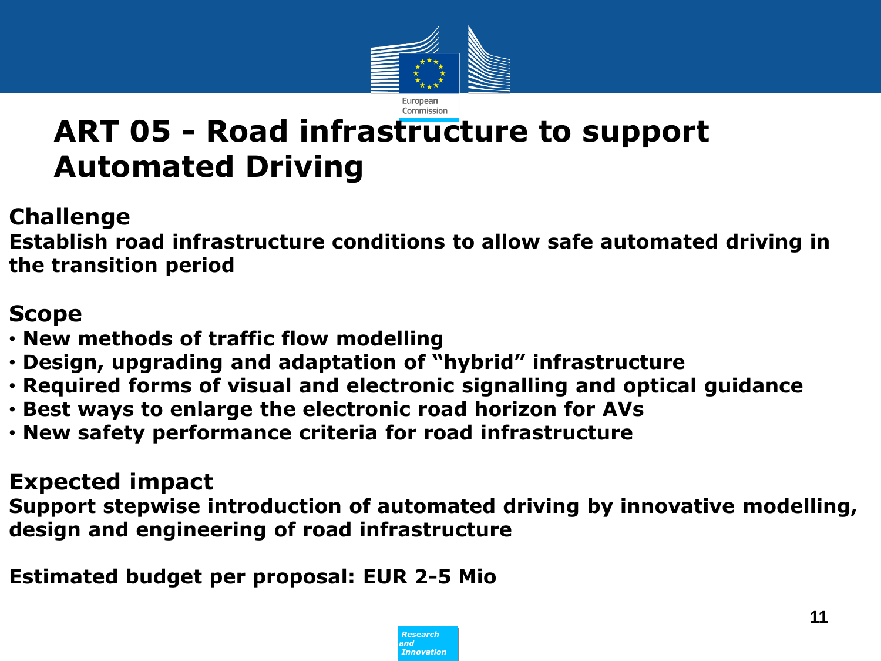# ART 05 - Road infrastructure to support Automated Driving

## Challenge

**Establish road infrastructure conditions to allow safe automated driving in the transition period**

## Scope

- **New methods of traffic flow modelling**
- **Design, upgrading and adaptation of "hybrid" infrastructure**
- **Required forms of visual and electronic signalling and optical guidance**
- **Best ways to enlarge the electronic road horizon for AVs**
- **New safety performance criteria for road infrastructure**

## Expected impact

**Support stepwise introduction of automated driving by innovative modelling, design and engineering of road infrastructure**

**Estimated budget per proposal: EUR 2-5 Mio**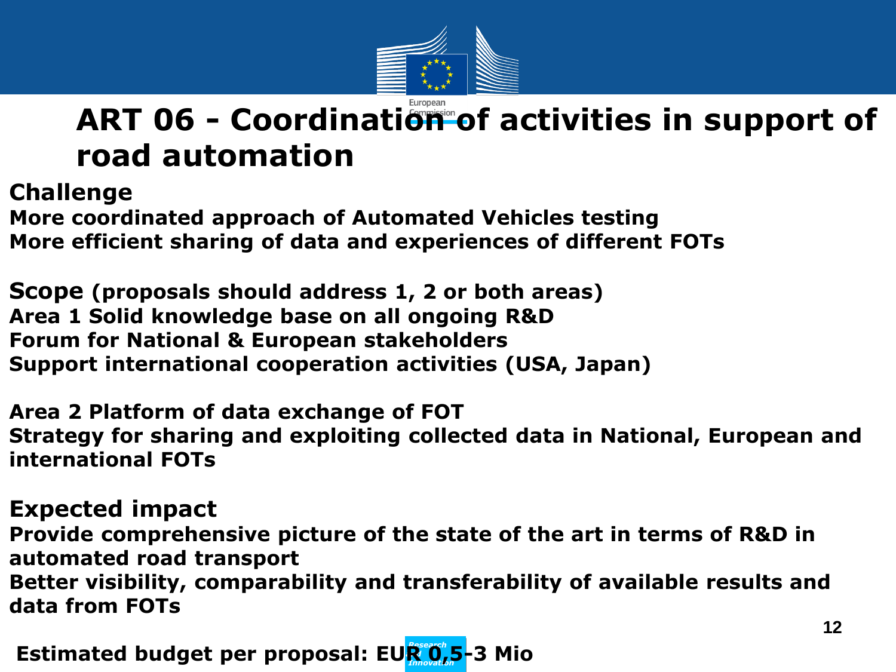# ART 06 - Coordination of activities in support of road automation

**Challenge**

**More coordinated approach of Automated Vehicles testing**
**More efficient sharing of data and experiences of different FOTs**

**Scope** **(proposals should address 1, 2 or both areas)**
**Area 1 Solid knowledge base on all ongoing R&D**
**Forum for National & European stakeholders**
**Support international cooperation activities (USA, Japan)**

**Area 2 Platform of data exchange of FOT**
**Strategy for sharing and exploiting collected data in National, European and international FOTs**

**Expected impact**

**Provide comprehensive picture of the state of the art in terms of R&D in automated road transport**
**Better visibility, comparability and transferability of available results and data from FOTs**

**Estimated budget per proposal: EUR 0,5-3 Mio**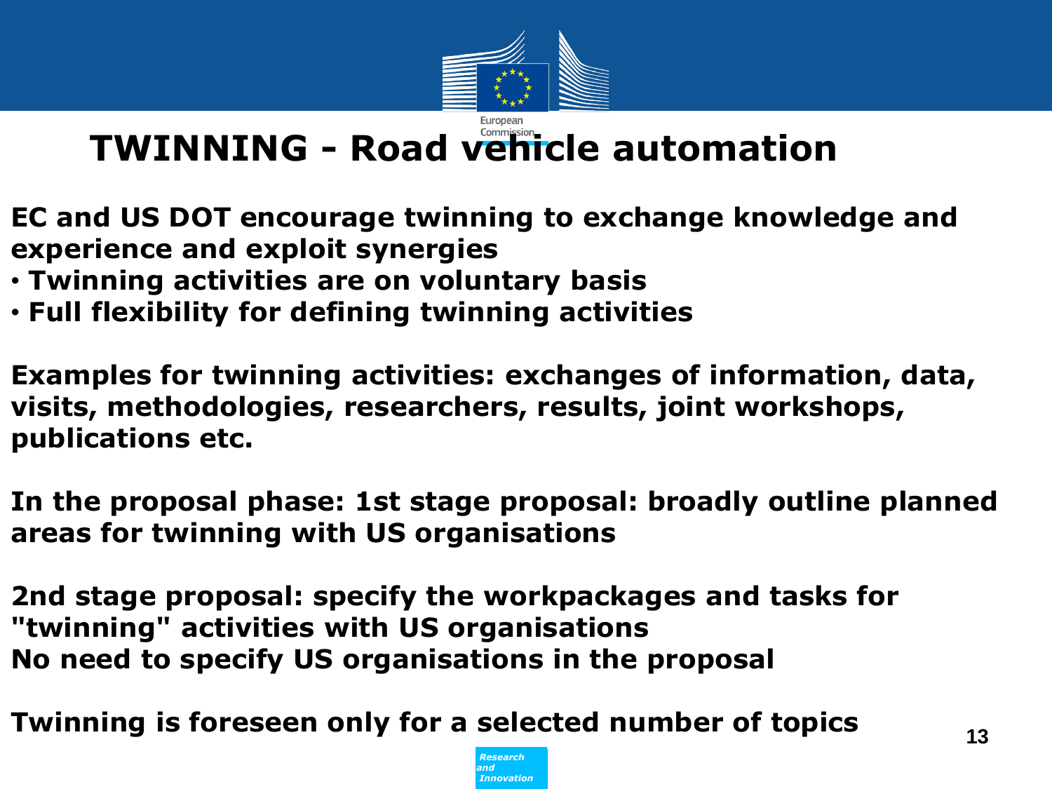# TWINNING - Road vehicle automation

**EC and US DOT encourage twinning to exchange knowledge and experience and exploit synergies**

- **Twinning activities are on voluntary basis**
- **Full flexibility for defining twinning activities**

**Examples for twinning activities: exchanges of information, data, visits, methodologies, researchers, results, joint workshops, publications etc.**

**In the proposal phase: 1st stage proposal: broadly outline planned areas for twinning with US organisations**

**2nd stage proposal: specify the workpackages and tasks for "twinning" activities with US organisations**
**No need to specify US organisations in the proposal**

**Twinning is foreseen only for a selected number of topics**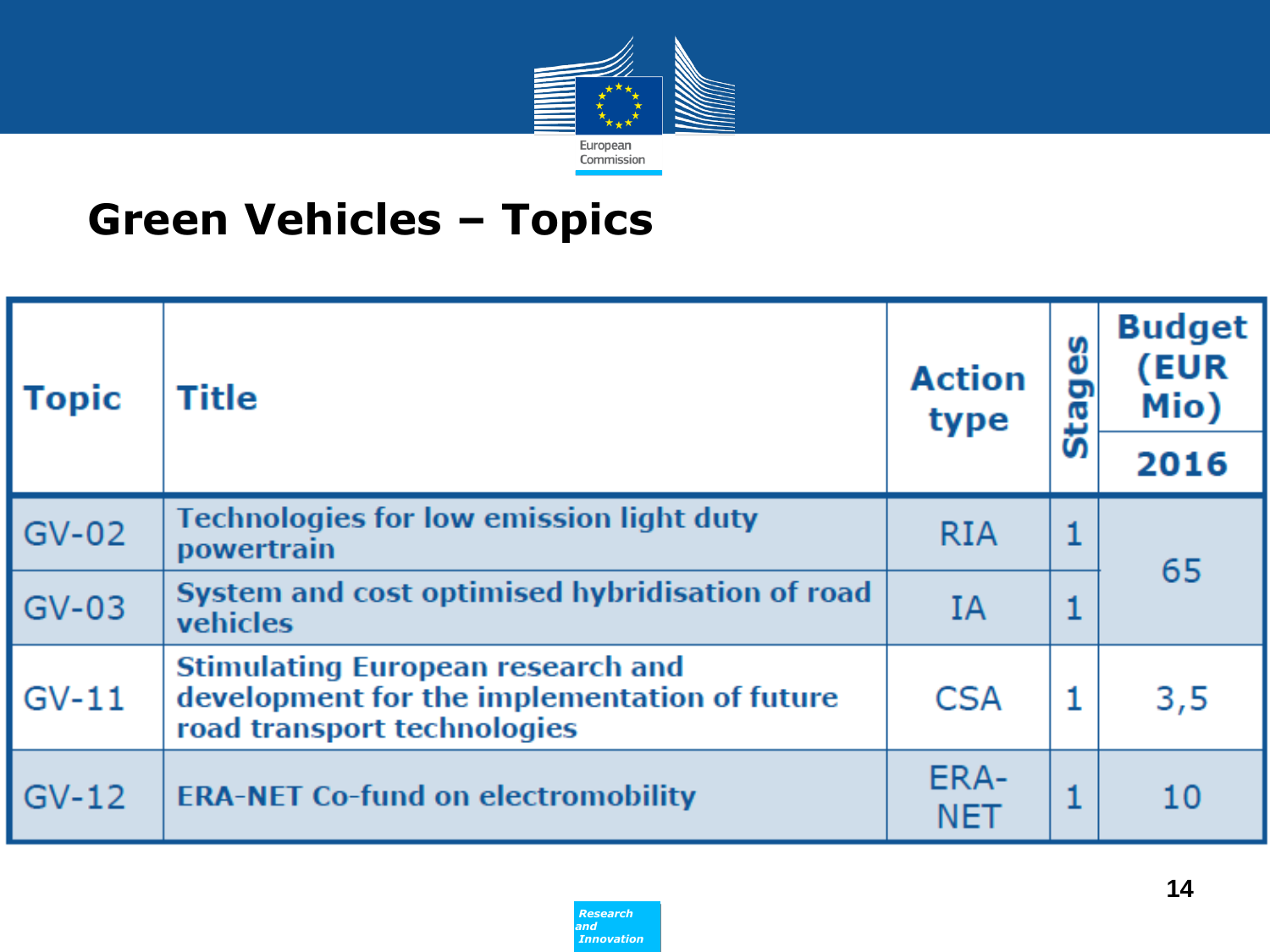# Green Vehicles – Topics

| Topic | Title | Action type | Stages | Budget (EUR Mio) 2016 |
|---|---|---|---|---|
| GV-02 | Technologies for low emission light duty powertrain | RIA | 1 | 65 |
| GV-03 | System and cost optimised hybridisation of road vehicles | IA | 1 | |
| GV-11 | Stimulating European research and development for the implementation of future road transport technologies | CSA | 1 | 3,5 |
| GV-12 | ERA-NET Co-fund on electromobility | ERA-NET | 1 | 10 |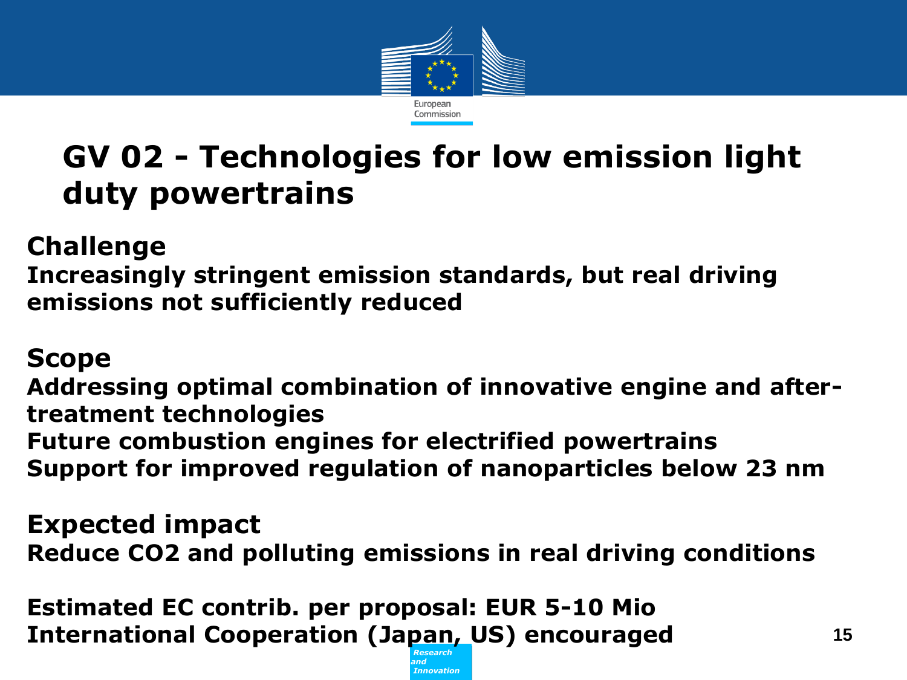# GV 02 - Technologies for low emission light duty powertrains

**Challenge**

**Increasingly stringent emission standards, but real driving emissions not sufficiently reduced**

**Scope**

**Addressing optimal combination of innovative engine and after-treatment technologies**

**Future combustion engines for electrified powertrains**

**Support for improved regulation of nanoparticles below 23 nm**

**Expected impact**

**Reduce $CO_2$ and polluting emissions in real driving conditions**

**Estimated EC contrib. per proposal: EUR 5-10 Mio**

**International Cooperation (Japan, US) encouraged**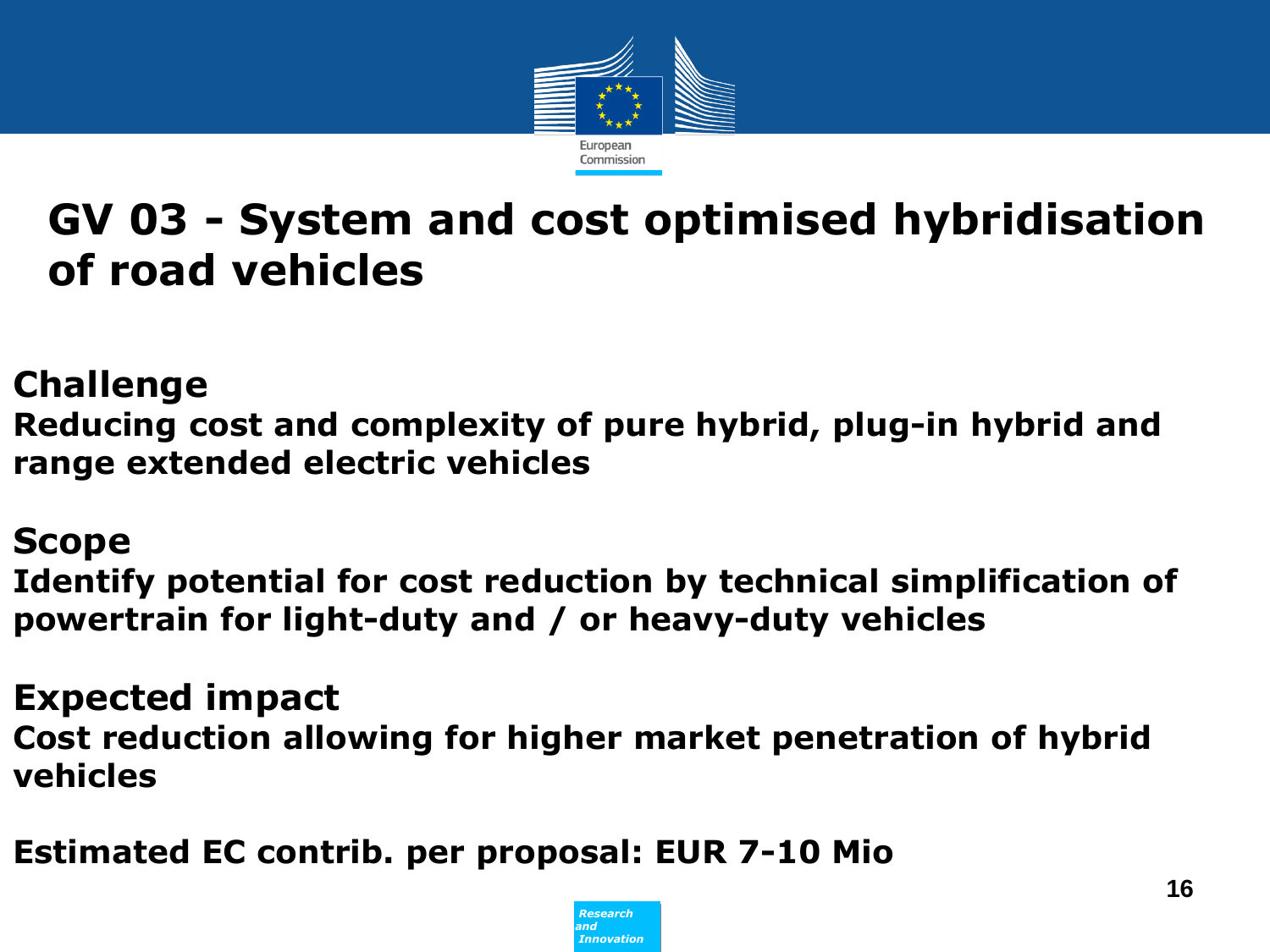# GV 03 - System and cost optimised hybridisation of road vehicles

## Challenge

**Reducing cost and complexity of pure hybrid, plug-in hybrid and range extended electric vehicles**

## Scope

**Identify potential for cost reduction by technical simplification of powertrain for light-duty and / or heavy-duty vehicles**

## Expected impact

**Cost reduction allowing for higher market penetration of hybrid vehicles**

**Estimated EC contrib. per proposal: EUR 7-10 Mio**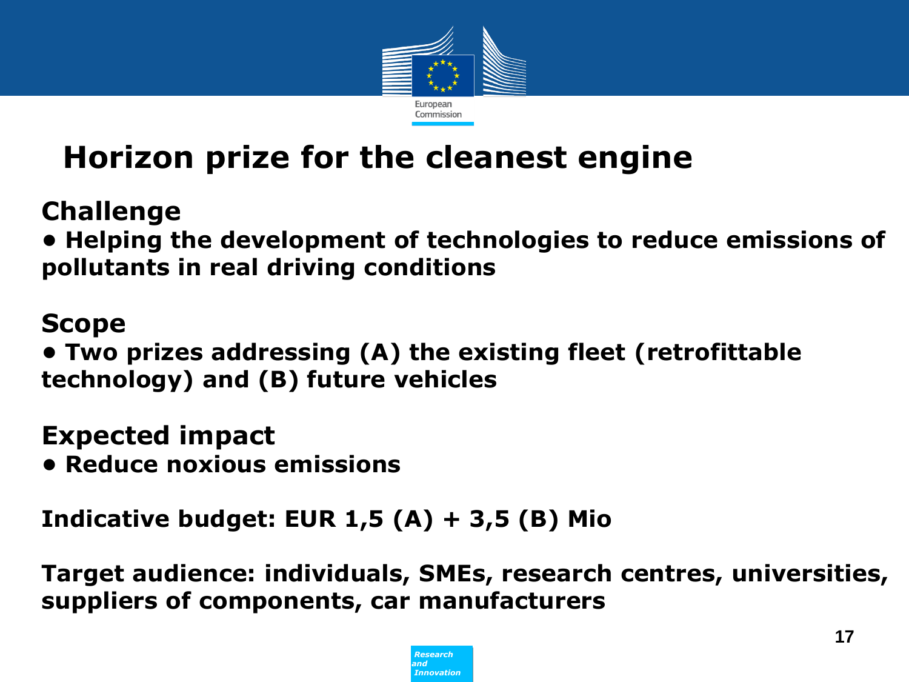# Horizon prize for the cleanest engine

**Challenge**

- **Helping the development of technologies to reduce emissions of pollutants in real driving conditions**

**Scope**

- **Two prizes addressing (A) the existing fleet (retrofittable technology) and (B) future vehicles**

**Expected impact**

- **Reduce noxious emissions**

**Indicative budget: EUR 1,5 (A) + 3,5 (B) Mio**

**Target audience: individuals, SMEs, research centres, universities, suppliers of components, car manufacturers**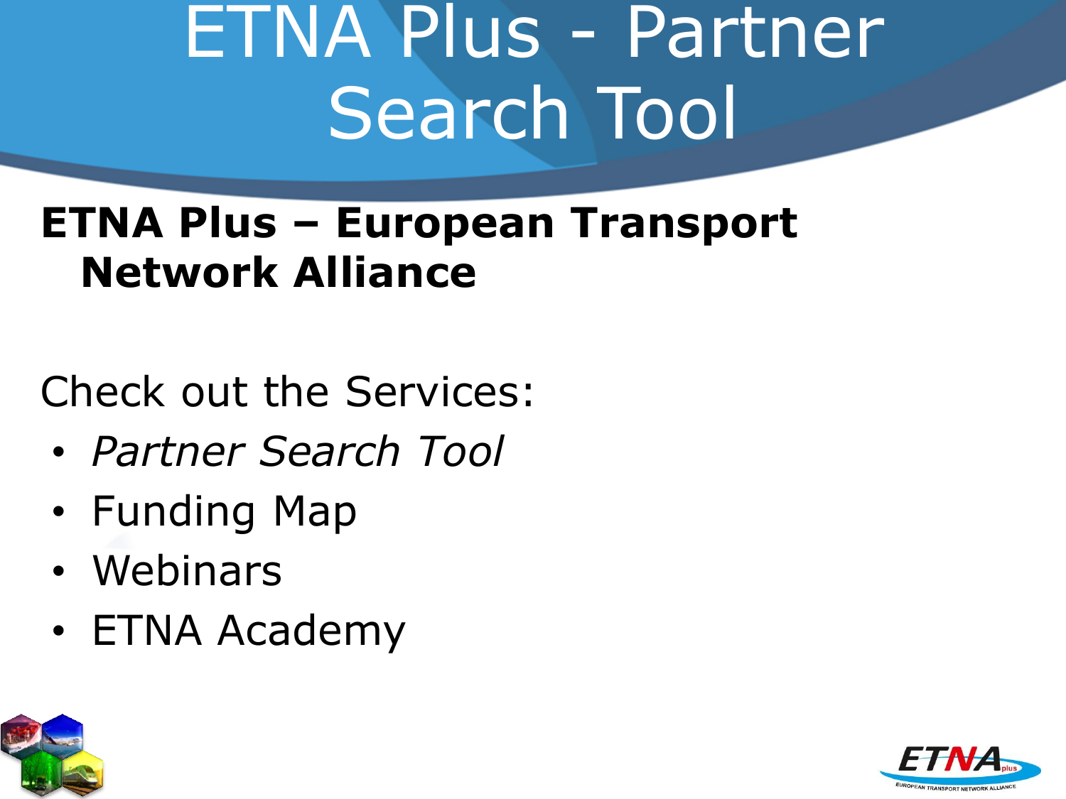# ETNA Plus - Partner Search Tool

**ETNA Plus – European Transport Network Alliance**

Check out the Services:

- *Partner Search Tool*
- Funding Map
- Webinars
- ETNA Academy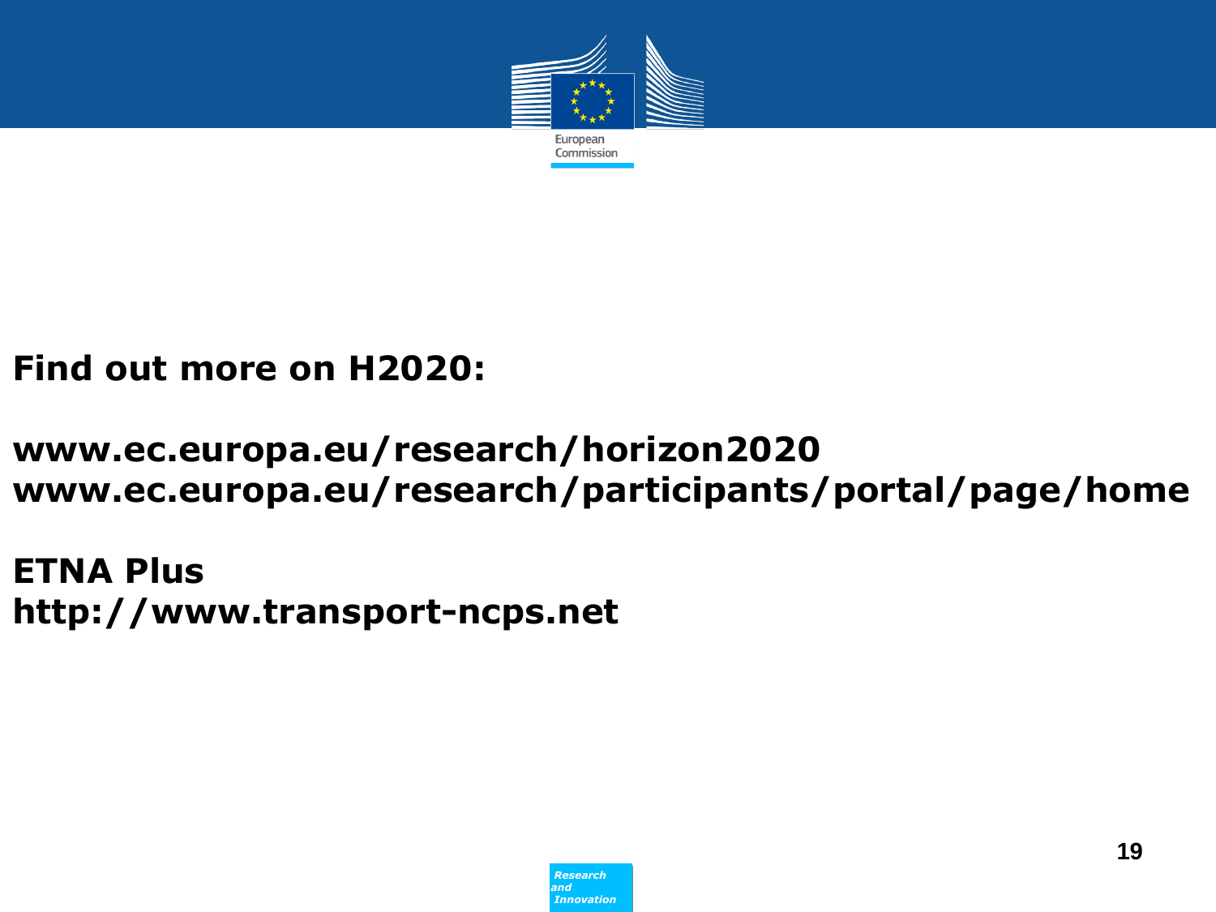**Find out more on H2020:**

**www.ec.europa.eu/research/horizon2020**
**www.ec.europa.eu/research/participants/portal/page/home**

**ETNA Plus**
**http://www.transport-ncps.net**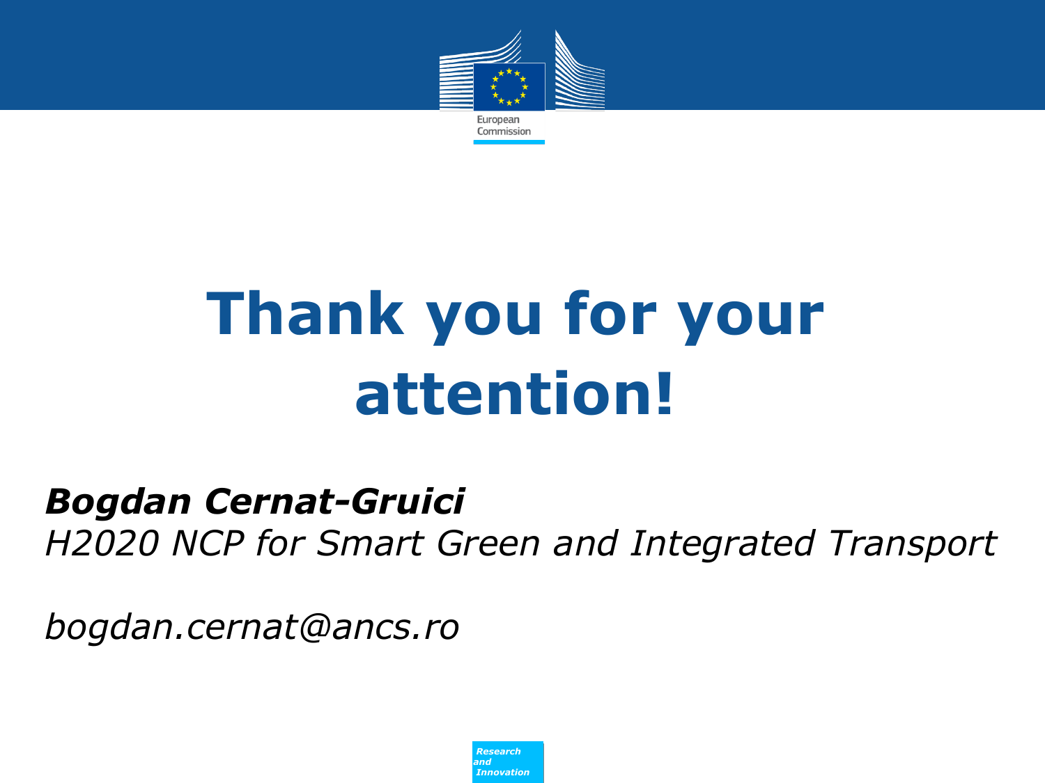# Thank you for your attention!

***Bogdan Cernat-Gruici***
*H2020 NCP for Smart Green and Integrated Transport*

*bogdan.cernat@ancs.ro*